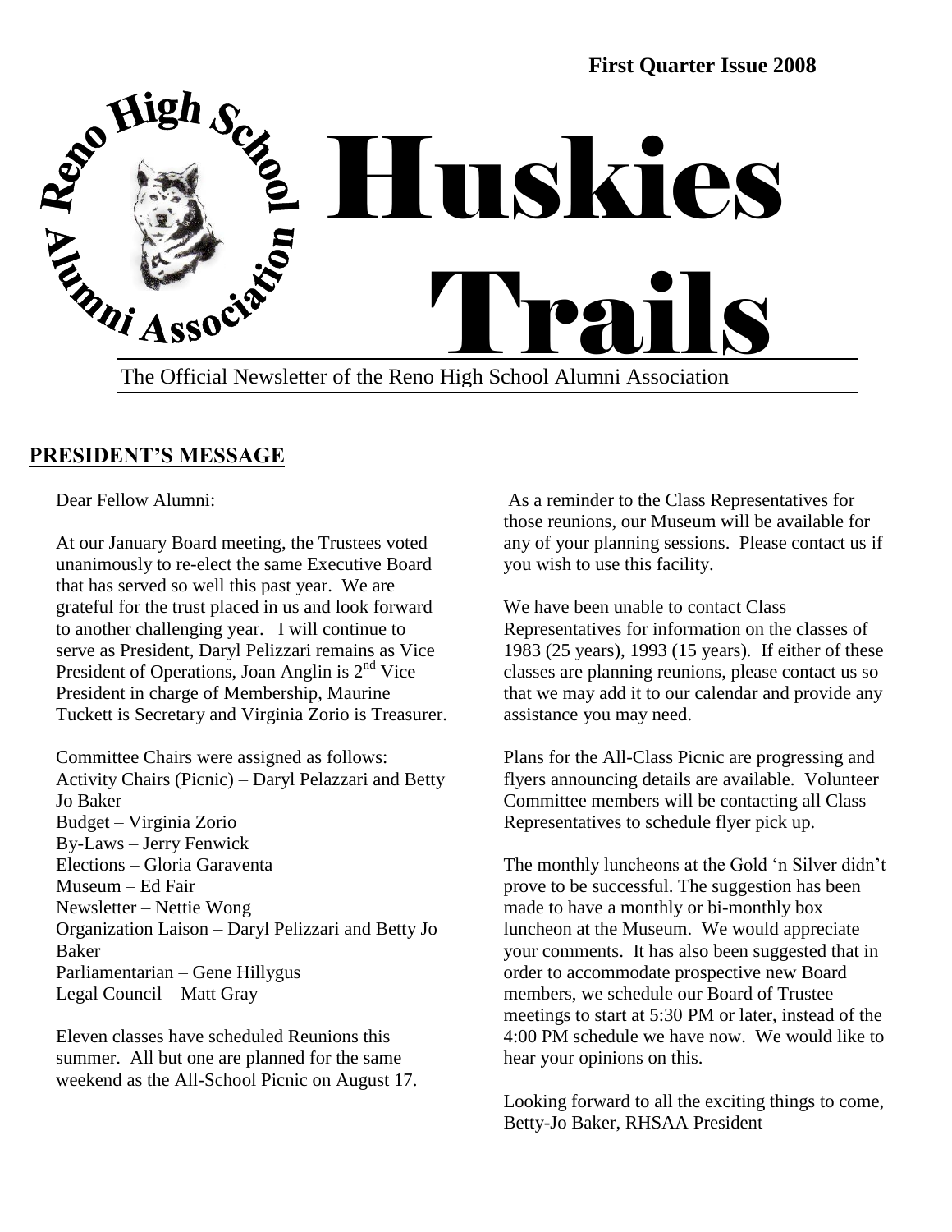First Quarter Issue 2008

# Huskies Trails

The Official Newsletter of the Reno High School Alumni Association

## PRESIDENT'S MESSAGE

Dear Fellow Alumni:

At our January Board meeting, the Trustees voted unanimously to re-elect the same Executive Board that has served so well this past year. We are grateful for the trust placed in us and look forward to another challenging year. I will continue to serve as President, Daryl Pelizzari remains as Vice President of Operations, Joan Anglin is 2nd Vice President in charge of Membership, Maurine Tuckett is Secretary and Virginia Zorio is Treasurer.

Committee Chairs were assigned as follows:
Activity Chairs (Picnic) – Daryl Pelazzari and Betty Jo Baker
Budget – Virginia Zorio
By-Laws – Jerry Fenwick
Elections – Gloria Garaventa
Museum – Ed Fair
Newsletter – Nettie Wong
Organization Laison – Daryl Pelizzari and Betty Jo Baker
Parliamentarian – Gene Hillygus
Legal Council – Matt Gray

Eleven classes have scheduled Reunions this summer. All but one are planned for the same weekend as the All-School Picnic on August 17.

As a reminder to the Class Representatives for those reunions, our Museum will be available for any of your planning sessions. Please contact us if you wish to use this facility.

We have been unable to contact Class Representatives for information on the classes of 1983 (25 years), 1993 (15 years). If either of these classes are planning reunions, please contact us so that we may add it to our calendar and provide any assistance you may need.

Plans for the All-Class Picnic are progressing and flyers announcing details are available. Volunteer Committee members will be contacting all Class Representatives to schedule flyer pick up.

The monthly luncheons at the Gold 'n Silver didn't prove to be successful. The suggestion has been made to have a monthly or bi-monthly box luncheon at the Museum. We would appreciate your comments. It has also been suggested that in order to accommodate prospective new Board members, we schedule our Board of Trustee meetings to start at 5:30 PM or later, instead of the 4:00 PM schedule we have now. We would like to hear your opinions on this.

Looking forward to all the exciting things to come,
Betty-Jo Baker, RHSAA President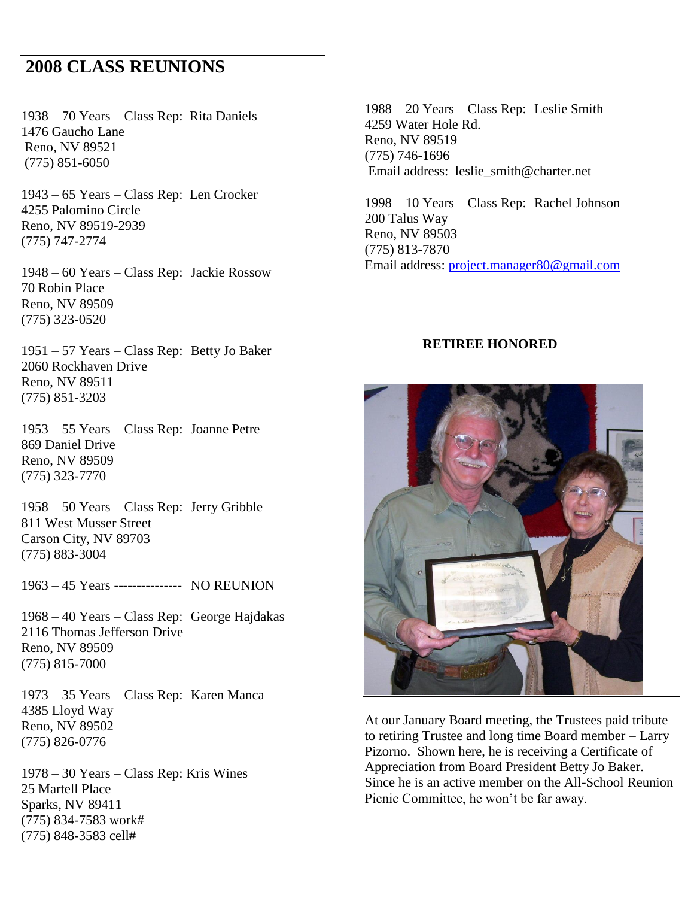## 2008 CLASS REUNIONS

1938 – 70 Years – Class Rep: Rita Daniels
1476 Gaucho Lane
Reno, NV 89521
(775) 851-6050

1943 – 65 Years – Class Rep: Len Crocker
4255 Palomino Circle
Reno, NV 89519-2939
(775) 747-2774

1948 – 60 Years – Class Rep: Jackie Rossow
70 Robin Place
Reno, NV 89509
(775) 323-0520

1951 – 57 Years – Class Rep: Betty Jo Baker
2060 Rockhaven Drive
Reno, NV 89511
(775) 851-3203

1953 – 55 Years – Class Rep: Joanne Petre
869 Daniel Drive
Reno, NV 89509
(775) 323-7770

1958 – 50 Years – Class Rep: Jerry Gribble
811 West Musser Street
Carson City, NV 89703
(775) 883-3004

1963 – 45 Years --------------- NO REUNION

1968 – 40 Years – Class Rep: George Hajdakas
2116 Thomas Jefferson Drive
Reno, NV 89509
(775) 815-7000

1973 – 35 Years – Class Rep: Karen Manca
4385 Lloyd Way
Reno, NV 89502
(775) 826-0776

1978 – 30 Years – Class Rep: Kris Wines
25 Martell Place
Sparks, NV 89411
(775) 834-7583 work#
(775) 848-3583 cell#

1988 – 20 Years – Class Rep: Leslie Smith
4259 Water Hole Rd.
Reno, NV 89519
(775) 746-1696
Email address: leslie_smith@charter.net

1998 – 10 Years – Class Rep: Rachel Johnson
200 Talus Way
Reno, NV 89503
(775) 813-7870
Email address: project.manager80@gmail.com

### RETIREE HONORED

At our January Board meeting, the Trustees paid tribute to retiring Trustee and long time Board member – Larry Pizorno. Shown here, he is receiving a Certificate of Appreciation from Board President Betty Jo Baker. Since he is an active member on the All-School Reunion Picnic Committee, he won't be far away.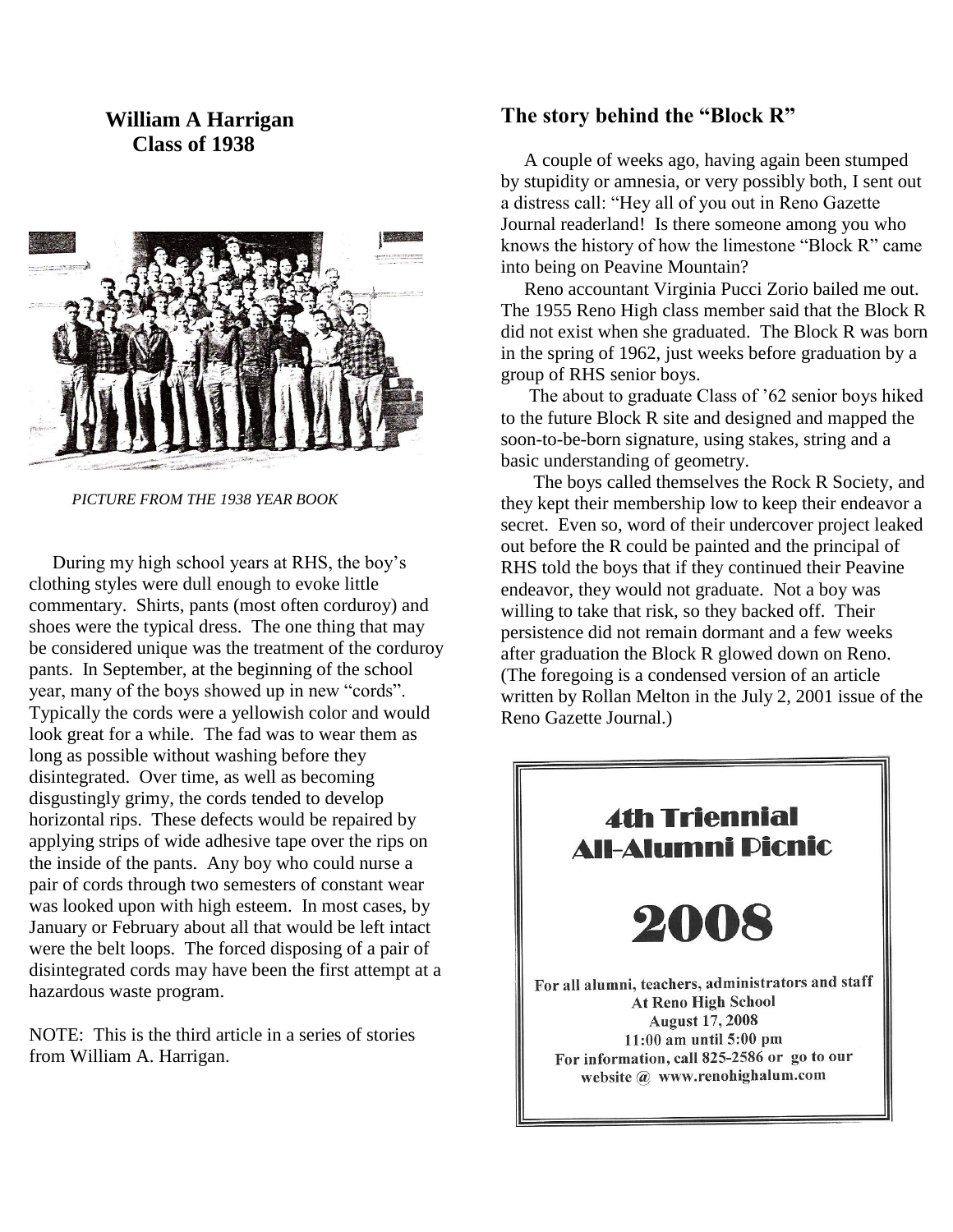## William A Harrigan
## Class of 1938

*PICTURE FROM THE 1938 YEAR BOOK*

During my high school years at RHS, the boy's clothing styles were dull enough to evoke little commentary. Shirts, pants (most often corduroy) and shoes were the typical dress. The one thing that may be considered unique was the treatment of the corduroy pants. In September, at the beginning of the school year, many of the boys showed up in new "cords". Typically the cords were a yellowish color and would look great for a while. The fad was to wear them as long as possible without washing before they disintegrated. Over time, as well as becoming disgustingly grimy, the cords tended to develop horizontal rips. These defects would be repaired by applying strips of wide adhesive tape over the rips on the inside of the pants. Any boy who could nurse a pair of cords through two semesters of constant wear was looked upon with high esteem. In most cases, by January or February about all that would be left intact were the belt loops. The forced disposing of a pair of disintegrated cords may have been the first attempt at a hazardous waste program.

NOTE: This is the third article in a series of stories from William A. Harrigan.

## The story behind the "Block R"

A couple of weeks ago, having again been stumped by stupidity or amnesia, or very possibly both, I sent out a distress call: "Hey all of you out in Reno Gazette Journal readerland! Is there someone among you who knows the history of how the limestone "Block R" came into being on Peavine Mountain?

Reno accountant Virginia Pucci Zorio bailed me out. The 1955 Reno High class member said that the Block R did not exist when she graduated. The Block R was born in the spring of 1962, just weeks before graduation by a group of RHS senior boys.

The about to graduate Class of '62 senior boys hiked to the future Block R site and designed and mapped the soon-to-be-born signature, using stakes, string and a basic understanding of geometry.

The boys called themselves the Rock R Society, and they kept their membership low to keep their endeavor a secret. Even so, word of their undercover project leaked out before the R could be painted and the principal of RHS told the boys that if they continued their Peavine endeavor, they would not graduate. Not a boy was willing to take that risk, so they backed off. Their persistence did not remain dormant and a few weeks after graduation the Block R glowed down on Reno. (The foregoing is a condensed version of an article written by Rollan Melton in the July 2, 2001 issue of the Reno Gazette Journal.)

## 4th Triennial All-Alumni Picnic

# 2008

**For all alumni, teachers, administrators and staff**
**At Reno High School**
**August 17, 2008**
**11:00 am until 5:00 pm**
**For information, call 825-2586 or go to our website @ www.renohighalum.com**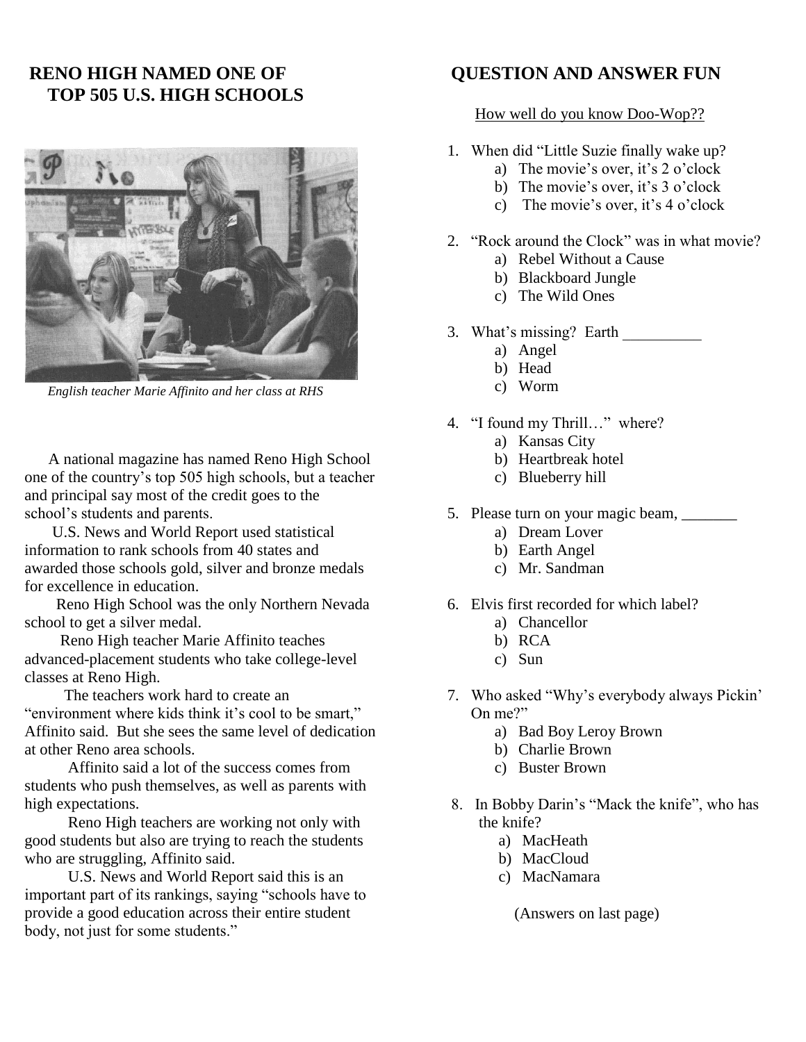## RENO HIGH NAMED ONE OF TOP 505 U.S. HIGH SCHOOLS

*English teacher Marie Affinito and her class at RHS*

A national magazine has named Reno High School one of the country's top 505 high schools, but a teacher and principal say most of the credit goes to the school's students and parents.

U.S. News and World Report used statistical information to rank schools from 40 states and awarded those schools gold, silver and bronze medals for excellence in education.

Reno High School was the only Northern Nevada school to get a silver medal.

Reno High teacher Marie Affinito teaches advanced-placement students who take college-level classes at Reno High.

The teachers work hard to create an "environment where kids think it's cool to be smart," Affinito said. But she sees the same level of dedication at other Reno area schools.

Affinito said a lot of the success comes from students who push themselves, as well as parents with high expectations.

Reno High teachers are working not only with good students but also are trying to reach the students who are struggling, Affinito said.

U.S. News and World Report said this is an important part of its rankings, saying "schools have to provide a good education across their entire student body, not just for some students."

## QUESTION AND ANSWER FUN

How well do you know Doo-Wop??

1. When did "Little Suzie finally wake up?
   a) The movie's over, it's 2 o'clock
   b) The movie's over, it's 3 o'clock
   c) The movie's over, it's 4 o'clock

2. "Rock around the Clock" was in what movie?
   a) Rebel Without a Cause
   b) Blackboard Jungle
   c) The Wild Ones

3. What's missing? Earth __________
   a) Angel
   b) Head
   c) Worm

4. "I found my Thrill…" where?
   a) Kansas City
   b) Heartbreak hotel
   c) Blueberry hill

5. Please turn on your magic beam, _______
   a) Dream Lover
   b) Earth Angel
   c) Mr. Sandman

6. Elvis first recorded for which label?
   a) Chancellor
   b) RCA
   c) Sun

7. Who asked "Why's everybody always Pickin' On me?"
   a) Bad Boy Leroy Brown
   b) Charlie Brown
   c) Buster Brown

8. In Bobby Darin's "Mack the knife", who has the knife?
   a) MacHeath
   b) MacCloud
   c) MacNamara

(Answers on last page)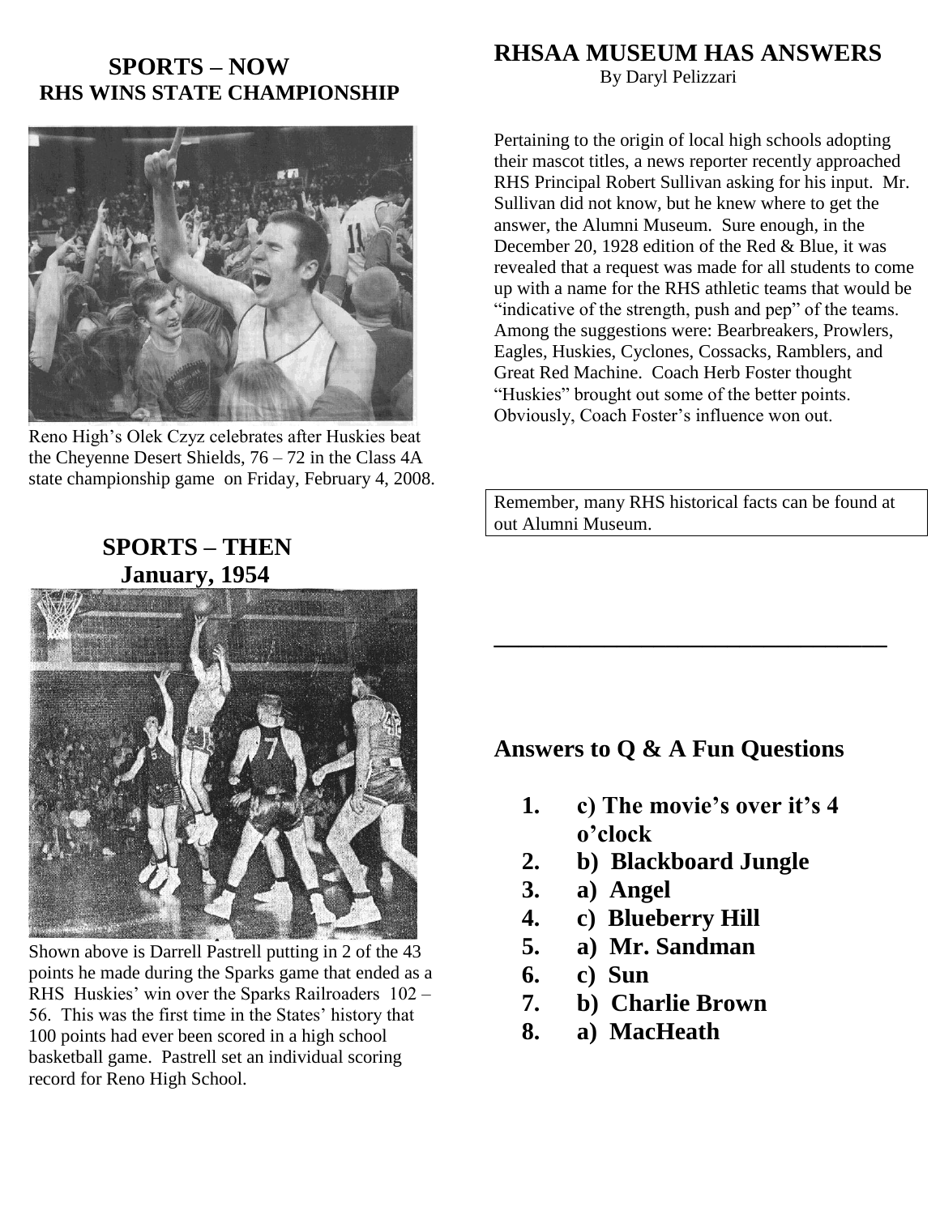## SPORTS – NOW
## RHS WINS STATE CHAMPIONSHIP

Reno High's Olek Czyz celebrates after Huskies beat the Cheyenne Desert Shields, 76 – 72 in the Class 4A state championship game on Friday, February 4, 2008.

## SPORTS – THEN
## January, 1954

Shown above is Darrell Pastrell putting in 2 of the 43 points he made during the Sparks game that ended as a RHS Huskies' win over the Sparks Railroaders 102 – 56. This was the first time in the States' history that 100 points had ever been scored in a high school basketball game. Pastrell set an individual scoring record for Reno High School.

## RHSAA MUSEUM HAS ANSWERS

By Daryl Pelizzari

Pertaining to the origin of local high schools adopting their mascot titles, a news reporter recently approached RHS Principal Robert Sullivan asking for his input. Mr. Sullivan did not know, but he knew where to get the answer, the Alumni Museum. Sure enough, in the December 20, 1928 edition of the Red & Blue, it was revealed that a request was made for all students to come up with a name for the RHS athletic teams that would be "indicative of the strength, push and pep" of the teams. Among the suggestions were: Bearbreakers, Prowlers, Eagles, Huskies, Cyclones, Cossacks, Ramblers, and Great Red Machine. Coach Herb Foster thought "Huskies" brought out some of the better points. Obviously, Coach Foster's influence won out.

Remember, many RHS historical facts can be found at out Alumni Museum.

---

## Answers to Q & A Fun Questions

1. **c) The movie's over it's 4 o'clock**
2. **b) Blackboard Jungle**
3. **a) Angel**
4. **c) Blueberry Hill**
5. **a) Mr. Sandman**
6. **c) Sun**
7. **b) Charlie Brown**
8. **a) MacHeath**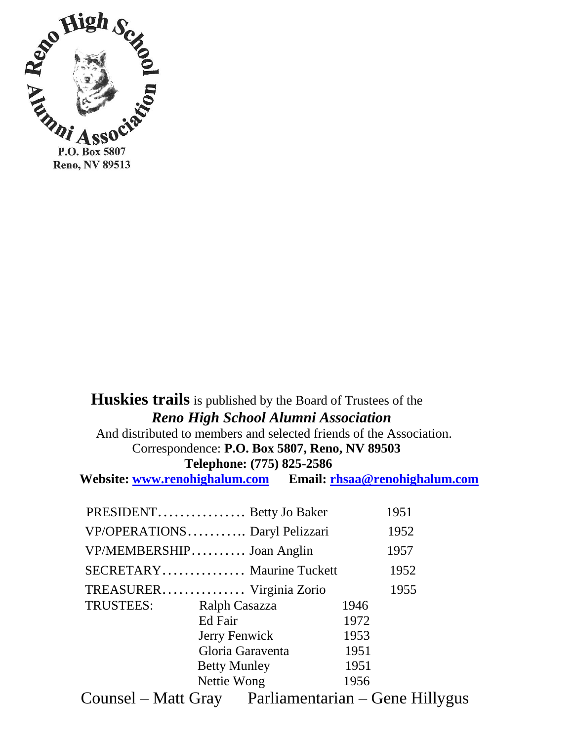Reno High School Alumni Association
P.O. Box 5807
Reno, NV 89513

**Huskies trails** is published by the Board of Trustees of the
***Reno High School Alumni Association***
And distributed to members and selected friends of the Association.
Correspondence: **P.O. Box 5807, Reno, NV 89503**
**Telephone: (775) 825-2586**
**Website: [www.renohighalum.com](http://www.renohighalum.com)** **Email: [rhsaa@renohighalum.com](mailto:rhsaa@renohighalum.com)**

| | | |
|---|---|---|
| PRESIDENT................ | Betty Jo Baker | 1951 |
| VP/OPERATIONS……….. | Daryl Pelizzari | 1952 |
| VP/MEMBERSHIP………. | Joan Anglin | 1957 |
| SECRETARY............... | Maurine Tuckett | 1952 |
| TREASURER............... | Virginia Zorio | 1955 |
| TRUSTEES: | Ralph Casazza | 1946 |
| | Ed Fair | 1972 |
| | Jerry Fenwick | 1953 |
| | Gloria Garaventa | 1951 |
| | Betty Munley | 1951 |
| | Nettie Wong | 1956 |

Counsel – Matt Gray    Parliamentarian – Gene Hillygus